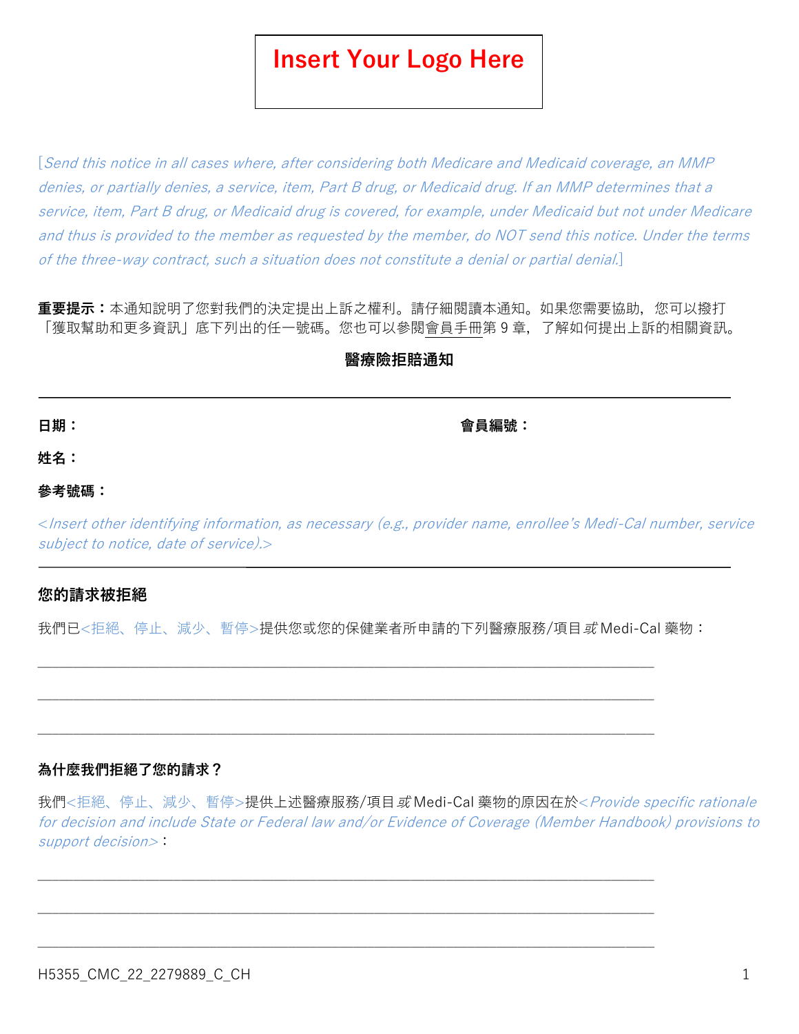Insert Your Logo Here

*[Send this notice in all cases where, after considering both Medicare and Medicaid coverage, an MMP denies, or partially denies, a service, item, Part B drug, or Medicaid drug. If an MMP determines that a service, item, Part B drug, or Medicaid drug is covered, for example, under Medicaid but not under Medicare and thus is provided to the member as requested by the member, do NOT send this notice. Under the terms of the three-way contract, such a situation does not constitute a denial or partial denial.]*

**重要提示：**本通知說明了您對我們的決定提出上訴之權利。請仔細閱讀本通知。如果您需要協助，您可以撥打「獲取幫助和更多資訊」底下列出的任一號碼。您也可以參閱會員手冊第 9 章，了解如何提出上訴的相關資訊。

## 醫療險拒賠通知

---

**日期：** **會員編號：**

**姓名：**

**參考號碼：**

*<Insert other identifying information, as necessary (e.g., provider name, enrollee's Medi-Cal number, service subject to notice, date of service).>*

---

### 您的請求被拒絕

我們已<拒絕、停止、減少、暫停>提供您或您的保健業者所申請的下列醫療服務/項目*或* Medi-Cal 藥物：

\_\_\_\_\_\_\_\_\_\_\_\_\_\_\_\_\_\_\_\_\_\_\_\_\_\_\_\_\_\_\_\_\_\_\_\_\_\_\_\_\_\_\_\_\_\_\_\_\_\_\_\_\_\_\_\_\_\_\_\_\_\_\_\_\_\_\_\_\_\_

\_\_\_\_\_\_\_\_\_\_\_\_\_\_\_\_\_\_\_\_\_\_\_\_\_\_\_\_\_\_\_\_\_\_\_\_\_\_\_\_\_\_\_\_\_\_\_\_\_\_\_\_\_\_\_\_\_\_\_\_\_\_\_\_\_\_\_\_\_\_

\_\_\_\_\_\_\_\_\_\_\_\_\_\_\_\_\_\_\_\_\_\_\_\_\_\_\_\_\_\_\_\_\_\_\_\_\_\_\_\_\_\_\_\_\_\_\_\_\_\_\_\_\_\_\_\_\_\_\_\_\_\_\_\_\_\_\_\_\_\_

### 為什麼我們拒絕了您的請求？

我們<拒絕、停止、減少、暫停>提供上述醫療服務/項目*或* Medi-Cal 藥物的原因在於*<Provide specific rationale for decision and include State or Federal law and/or Evidence of Coverage (Member Handbook) provisions to support decision>*：

\_\_\_\_\_\_\_\_\_\_\_\_\_\_\_\_\_\_\_\_\_\_\_\_\_\_\_\_\_\_\_\_\_\_\_\_\_\_\_\_\_\_\_\_\_\_\_\_\_\_\_\_\_\_\_\_\_\_\_\_\_\_\_\_\_\_\_\_\_\_

\_\_\_\_\_\_\_\_\_\_\_\_\_\_\_\_\_\_\_\_\_\_\_\_\_\_\_\_\_\_\_\_\_\_\_\_\_\_\_\_\_\_\_\_\_\_\_\_\_\_\_\_\_\_\_\_\_\_\_\_\_\_\_\_\_\_\_\_\_\_

\_\_\_\_\_\_\_\_\_\_\_\_\_\_\_\_\_\_\_\_\_\_\_\_\_\_\_\_\_\_\_\_\_\_\_\_\_\_\_\_\_\_\_\_\_\_\_\_\_\_\_\_\_\_\_\_\_\_\_\_\_\_\_\_\_\_\_\_\_\_

H5355_CMC_22_2279889_C_CH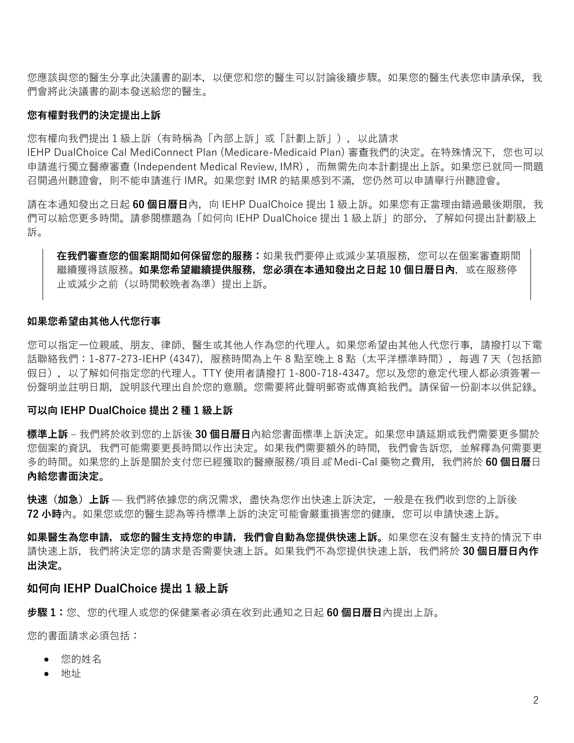您應該與您的醫生分享此決議書的副本，以便您和您的醫生可以討論後續步驟。如果您的醫生代表您申請承保，我們會將此決議書的副本發送給您的醫生。

**您有權對我們的決定提出上訴**

您有權向我們提出 1 級上訴（有時稱為「內部上訴」或「計劃上訴」），以此請求 IEHP DualChoice Cal MediConnect Plan (Medicare-Medicaid Plan) 審查我們的決定。在特殊情況下，您也可以申請進行獨立醫療審查 (Independent Medical Review, IMR)，而無需先向本計劃提出上訴。如果您已就同一問題召開過州聽證會，則不能申請進行 IMR。如果您對 IMR 的結果感到不滿，您仍然可以申請舉行州聽證會。

請在本通知發出之日起 **60 個日曆日**內，向 IEHP DualChoice 提出 1 級上訴。如果您有正當理由錯過最後期限，我們可以給您更多時間。請參閱標題為「如何向 IEHP DualChoice 提出 1 級上訴」的部分，了解如何提出計劃級上訴。

> **在我們審查您的個案期間如何保留您的服務：**如果我們要停止或減少某項服務，您可以在個案審查期間繼續獲得該服務。**如果您希望繼續提供服務，您必須在本通知發出之日起 10 個日曆日內**，或在服務停止或減少之前（以時間較晚者為準）提出上訴。

**如果您希望由其他人代您行事**

您可以指定一位親戚、朋友、律師、醫生或其他人作為您的代理人。如果您希望由其他人代您行事，請撥打以下電話聯絡我們：1-877-273-IEHP (4347)，服務時間為上午 8 點至晚上 8 點（太平洋標準時間），每週 7 天（包括節假日），以了解如何指定您的代理人。TTY 使用者請撥打 1-800-718-4347。您以及您的意定代理人都必須簽署一份聲明並註明日期，說明該代理出自於您的意願。您需要將此聲明郵寄或傳真給我們。請保留一份副本以供記錄。

**可以向 IEHP DualChoice 提出 2 種 1 級上訴**

**標準上訴** – 我們將於收到您的上訴後 **30 個日曆日**內給您書面標準上訴決定。如果您申請延期或我們需要更多關於您個案的資訊，我們可能需要更長時間以作出決定。如果我們需要額外的時間，我們會告訴您，並解釋為何需要更多的時間。如果您的上訴是關於支付您已經獲取的醫療服務/項目*或* Medi-Cal 藥物之費用，我們將於 **60 個日曆**日**內給您書面決定。**

**快速（加急）上訴** — 我們將依據您的病況需求，盡快為您作出快速上訴決定，一般是在我們收到您的上訴後 **72 小時**內。如果您或您的醫生認為等待標準上訴的決定可能會嚴重損害您的健康，您可以申請快速上訴。

**如果醫生為您申請，或您的醫生支持您的申請，我們會自動為您提供快速上訴。**如果您在沒有醫生支持的情況下申請快速上訴，我們將決定您的請求是否需要快速上訴。如果我們不為您提供快速上訴，我們將於 **30 個日曆日內作出決定。**

## 如何向 IEHP DualChoice 提出 1 級上訴

**步驟 1：**您、您的代理人或您的保健業者必須在收到此通知之日起 **60 個日曆日**內提出上訴。

您的書面請求必須包括：

- 您的姓名
- 地址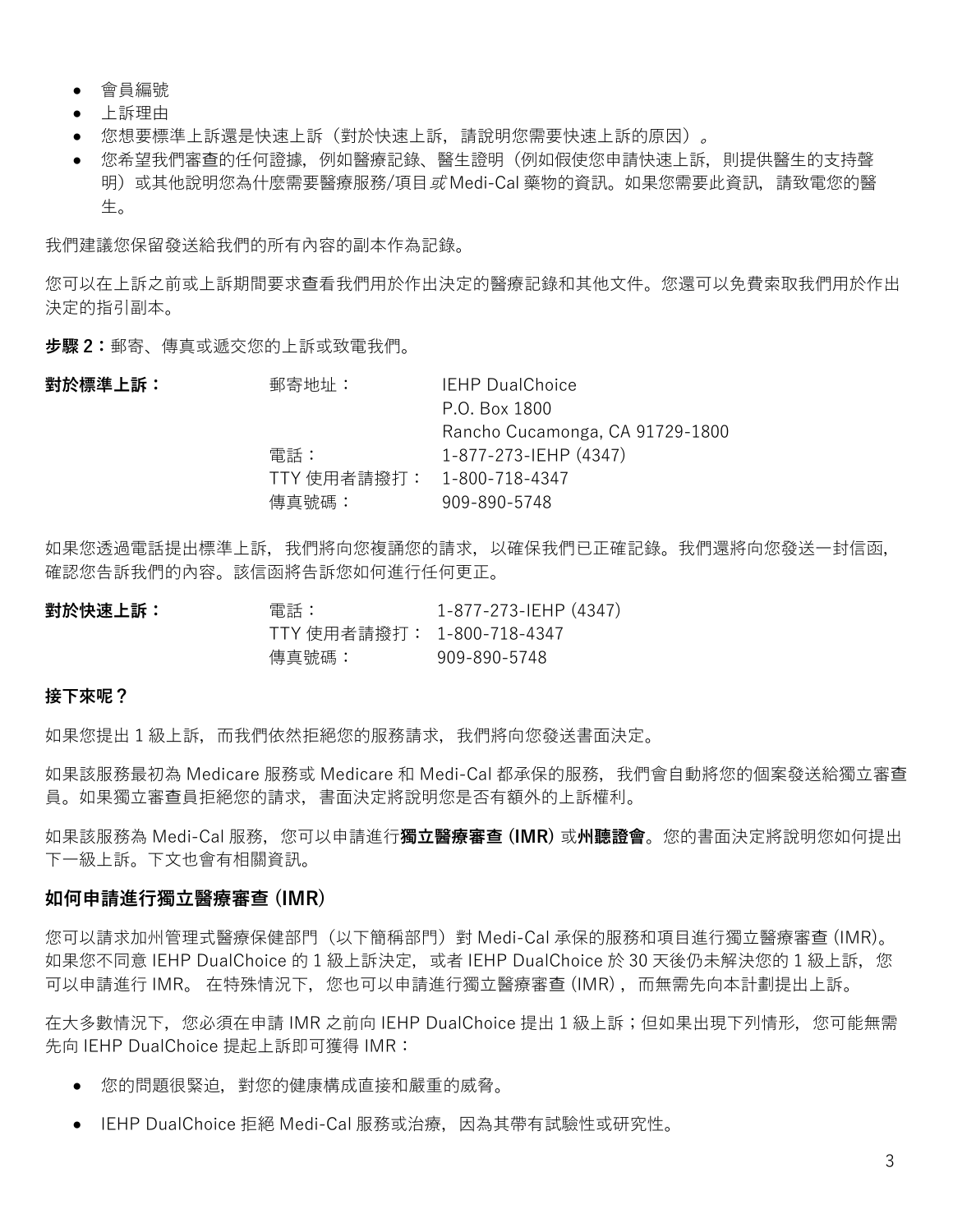- 會員編號
- 上訴理由
- 您想要標準上訴還是快速上訴（對於快速上訴，請說明您需要快速上訴的原因）。
- 您希望我們審查的任何證據，例如醫療記錄、醫生證明（例如假使您申請快速上訴，則提供醫生的支持聲明）或其他說明您為什麼需要醫療服務/項目*或* Medi-Cal 藥物的資訊。如果您需要此資訊，請致電您的醫生。

我們建議您保留發送給我們的所有內容的副本作為記錄。

您可以在上訴之前或上訴期間要求查看我們用於作出決定的醫療記錄和其他文件。您還可以免費索取我們用於作出決定的指引副本。

**步驟 2：**郵寄、傳真或遞交您的上訴或致電我們。

| **對於標準上訴：** | 郵寄地址： | IEHP DualChoice<br>P.O. Box 1800<br>Rancho Cucamonga, CA 91729-1800 |
|---|---|---|
| | 電話： | 1-877-273-IEHP (4347) |
| | TTY 使用者請撥打： | 1-800-718-4347 |
| | 傳真號碼： | 909-890-5748 |

如果您透過電話提出標準上訴，我們將向您複誦您的請求，以確保我們已正確記錄。我們還將向您發送一封信函，確認您告訴我們的內容。該信函將告訴您如何進行任何更正。

| **對於快速上訴：** | 電話： | 1-877-273-IEHP (4347) |
|---|---|---|
| | TTY 使用者請撥打： | 1-800-718-4347 |
| | 傳真號碼： | 909-890-5748 |

**接下來呢？**

如果您提出 1 級上訴，而我們依然拒絕您的服務請求，我們將向您發送書面決定。

如果該服務最初為 Medicare 服務或 Medicare 和 Medi-Cal 都承保的服務，我們會自動將您的個案發送給獨立審查員。如果獨立審查員拒絕您的請求，書面決定將說明您是否有額外的上訴權利。

如果該服務為 Medi-Cal 服務，您可以申請進行**獨立醫療審查 (IMR)** 或**州聽證會**。您的書面決定將說明您如何提出下一級上訴。下文也會有相關資訊。

### 如何申請進行獨立醫療審查 (IMR)

您可以請求加州管理式醫療保健部門（以下簡稱部門）對 Medi-Cal 承保的服務和項目進行獨立醫療審查 (IMR)。如果您不同意 IEHP DualChoice 的 1 級上訴決定，或者 IEHP DualChoice 於 30 天後仍未解決您的 1 級上訴，您可以申請進行 IMR。 在特殊情況下，您也可以申請進行獨立醫療審查 (IMR)，而無需先向本計劃提出上訴。

在大多數情況下，您必須在申請 IMR 之前向 IEHP DualChoice 提出 1 級上訴；但如果出現下列情形，您可能無需先向 IEHP DualChoice 提起上訴即可獲得 IMR：

- 您的問題很緊迫，對您的健康構成直接和嚴重的威脅。
- IEHP DualChoice 拒絕 Medi-Cal 服務或治療，因為其帶有試驗性或研究性。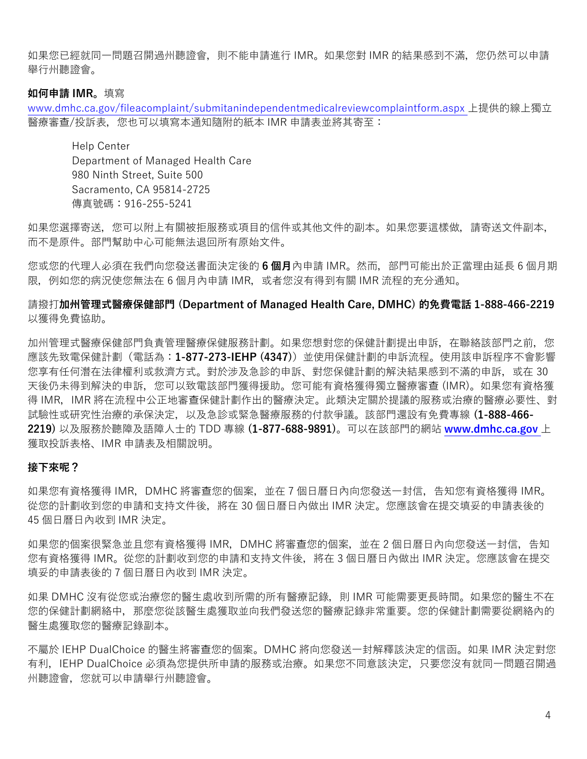如果您已經就同一問題召開過州聽證會，則不能申請進行 IMR。如果您對 IMR 的結果感到不滿，您仍然可以申請舉行州聽證會。

**如何申請 IMR。**填寫 www.dmhc.ca.gov/fileacomplaint/submitanindependentmedicalreviewcomplaintform.aspx 上提供的線上獨立醫療審查/投訴表，您也可以填寫本通知隨附的紙本 IMR 申請表並將其寄至：

Help Center
Department of Managed Health Care
980 Ninth Street, Suite 500
Sacramento, CA 95814-2725
傳真號碼：916-255-5241

如果您選擇寄送，您可以附上有關被拒服務或項目的信件或其他文件的副本。如果您要這樣做，請寄送文件副本，而不是原件。部門幫助中心可能無法退回所有原始文件。

您或您的代理人必須在我們向您發送書面決定後的 **6 個月**內申請 IMR。然而，部門可能出於正當理由延長 6 個月期限，例如您的病況使您無法在 6 個月內申請 IMR，或者您沒有得到有關 IMR 流程的充分通知。

請撥打**加州管理式醫療保健部門 (Department of Managed Health Care, DMHC) 的免費電話 1-888-466-2219** 以獲得免費協助。

加州管理式醫療保健部門負責管理醫療保健服務計劃。如果您想對您的保健計劃提出申訴，在聯絡該部門之前，您應該先致電保健計劃（電話為：**1-877-273-IEHP (4347)**）並使用保健計劃的申訴流程。使用該申訴程序不會影響您享有任何潛在法律權利或救濟方式。對於涉及急診的申訴、對您保健計劃的解決結果感到不滿的申訴，或在 30 天後仍未得到解決的申訴，您可以致電該部門獲得援助。您可能有資格獲得獨立醫療審查 (IMR)。如果您有資格獲得 IMR，IMR 將在流程中公正地審查保健計劃作出的醫療決定。此類決定關於提議的服務或治療的醫療必要性、對試驗性或研究性治療的承保決定，以及急診或緊急醫療服務的付款爭議。該部門還設有免費專線 (**1-888-466-2219**) 以及服務於聽障及語障人士的 TDD 專線 (**1-877-688-9891**)。可以在該部門的網站 **www.dmhc.ca.gov** 上獲取投訴表格、IMR 申請表及相關說明。

**接下來呢？**

如果您有資格獲得 IMR，DMHC 將審查您的個案，並在 7 個日曆日內向您發送一封信，告知您有資格獲得 IMR。從您的計劃收到您的申請和支持文件後，將在 30 個日曆日內做出 IMR 決定。您應該會在提交填妥的申請表後的 45 個日曆日內收到 IMR 決定。

如果您的個案很緊急並且您有資格獲得 IMR，DMHC 將審查您的個案，並在 2 個日曆日內向您發送一封信，告知您有資格獲得 IMR。從您的計劃收到您的申請和支持文件後，將在 3 個日曆日內做出 IMR 決定。您應該會在提交填妥的申請表後的 7 個日曆日內收到 IMR 決定。

如果 DMHC 沒有從您或治療您的醫生處收到所需的所有醫療記錄，則 IMR 可能需要更長時間。如果您的醫生不在您的保健計劃網絡中，那麼您從該醫生處獲取並向我們發送您的醫療記錄非常重要。您的保健計劃需要從網絡內的醫生處獲取您的醫療記錄副本。

不屬於 IEHP DualChoice 的醫生將審查您的個案。DMHC 將向您發送一封解釋該決定的信函。如果 IMR 決定對您有利，IEHP DualChoice 必須為您提供所申請的服務或治療。如果您不同意該決定，只要您沒有就同一問題召開過州聽證會，您就可以申請舉行州聽證會。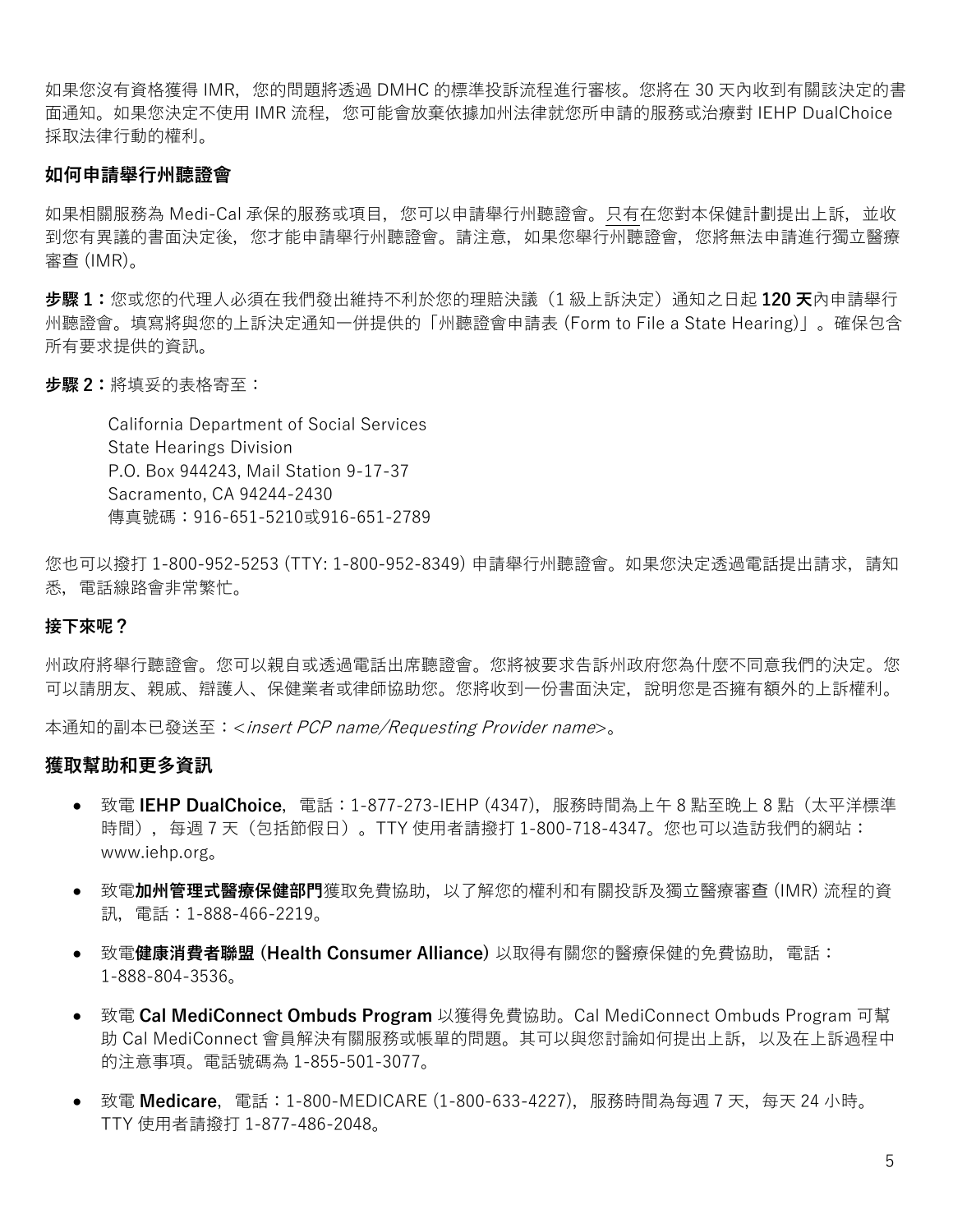如果您沒有資格獲得 IMR，您的問題將透過 DMHC 的標準投訴流程進行審核。您將在 30 天內收到有關該決定的書面通知。如果您決定不使用 IMR 流程，您可能會放棄依據加州法律就您所申請的服務或治療對 IEHP DualChoice 採取法律行動的權利。

## 如何申請舉行州聽證會

如果相關服務為 Medi-Cal 承保的服務或項目，您可以申請舉行州聽證會。只有在您對本保健計劃提出上訴，並收到您有異議的書面決定後，您才能申請舉行州聽證會。請注意，如果您舉行州聽證會，您將無法申請進行獨立醫療審查 (IMR)。

**步驟 1：**您或您的代理人必須在我們發出維持不利於您的理賠決議（1 級上訴決定）通知之日起 **120 天**內申請舉行州聽證會。填寫將與您的上訴決定通知一併提供的「州聽證會申請表 (Form to File a State Hearing)」。確保包含所有要求提供的資訊。

**步驟 2：**將填妥的表格寄至：

California Department of Social Services
State Hearings Division
P.O. Box 944243, Mail Station 9-17-37
Sacramento, CA 94244-2430
傳真號碼：916-651-5210或916-651-2789

您也可以撥打 1-800-952-5253 (TTY: 1-800-952-8349) 申請舉行州聽證會。如果您決定透過電話提出請求，請知悉，電話線路會非常繁忙。

### 接下來呢？

州政府將舉行聽證會。您可以親自或透過電話出席聽證會。您將被要求告訴州政府您為什麼不同意我們的決定。您可以請朋友、親戚、辯護人、保健業者或律師協助您。您將收到一份書面決定，說明您是否擁有額外的上訴權利。

本通知的副本已發送至：<*insert PCP name/Requesting Provider name*>。

## 獲取幫助和更多資訊

- 致電 **IEHP DualChoice**，電話：1-877-273-IEHP (4347)，服務時間為上午 8 點至晚上 8 點（太平洋標準時間），每週 7 天（包括節假日）。TTY 使用者請撥打 1-800-718-4347。您也可以造訪我們的網站：www.iehp.org。
- 致電**加州管理式醫療保健部門**獲取免費協助，以了解您的權利和有關投訴及獨立醫療審查 (IMR) 流程的資訊，電話：1-888-466-2219。
- 致電**健康消費者聯盟 (Health Consumer Alliance)** 以取得有關您的醫療保健的免費協助，電話：1-888-804-3536。
- 致電 **Cal MediConnect Ombuds Program** 以獲得免費協助。Cal MediConnect Ombuds Program 可幫助 Cal MediConnect 會員解決有關服務或帳單的問題。其可以與您討論如何提出上訴，以及在上訴過程中的注意事項。電話號碼為 1-855-501-3077。
- 致電 **Medicare**，電話：1-800-MEDICARE (1-800-633-4227)，服務時間為每週 7 天，每天 24 小時。TTY 使用者請撥打 1-877-486-2048。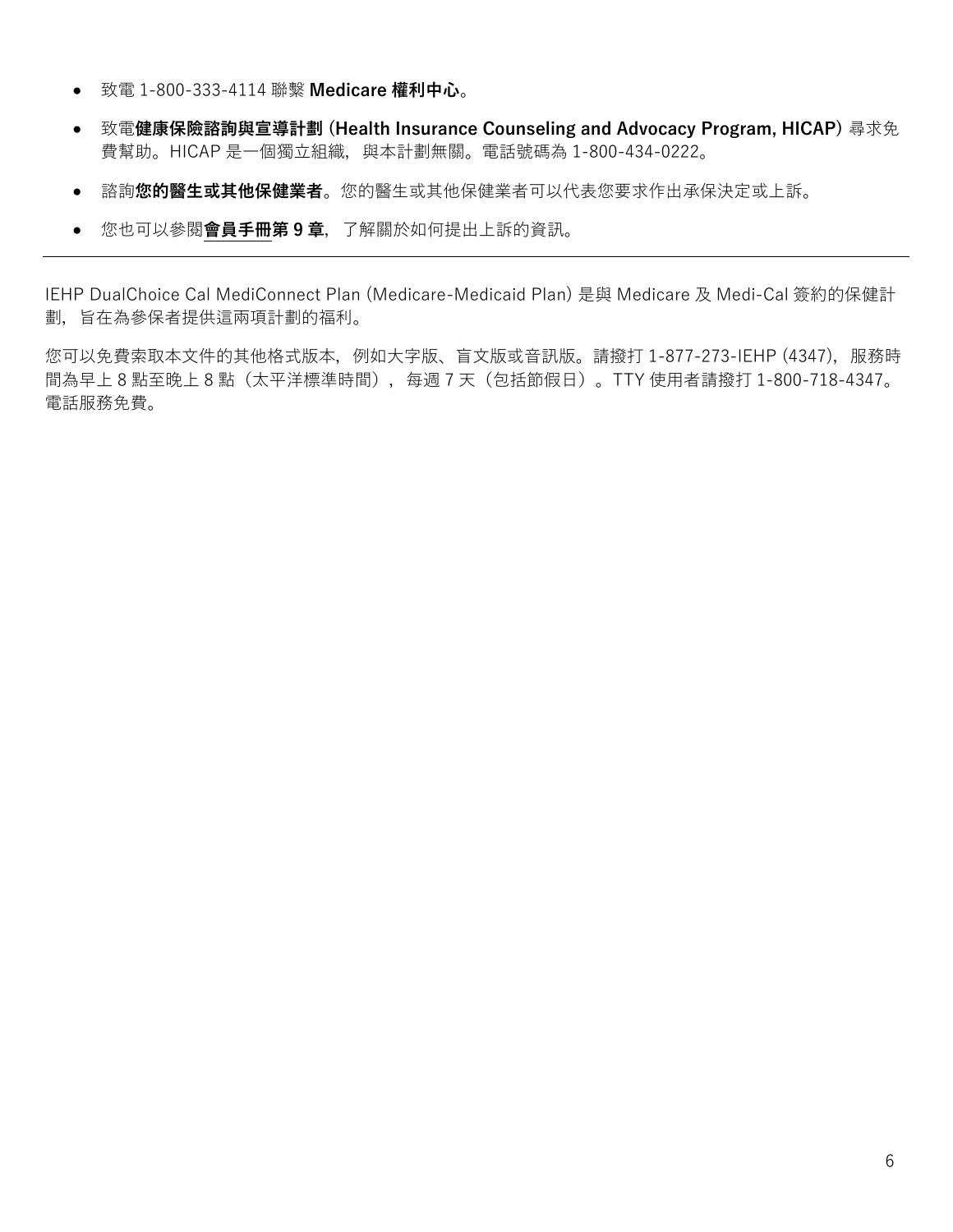- 致電 1-800-333-4114 聯繫 **Medicare 權利中心**。
- 致電**健康保險諮詢與宣導計劃 (Health Insurance Counseling and Advocacy Program, HICAP)** 尋求免費幫助。HICAP 是一個獨立組織，與本計劃無關。電話號碼為 1-800-434-0222。
- 諮詢**您的醫生或其他保健業者**。您的醫生或其他保健業者可以代表您要求作出承保決定或上訴。
- 您也可以參閱**會員手冊第 9 章**，了解關於如何提出上訴的資訊。

---

IEHP DualChoice Cal MediConnect Plan (Medicare-Medicaid Plan) 是與 Medicare 及 Medi-Cal 簽約的保健計劃，旨在為參保者提供這兩項計劃的福利。

您可以免費索取本文件的其他格式版本，例如大字版、盲文版或音訊版。請撥打 1-877-273-IEHP (4347)，服務時間為早上 8 點至晚上 8 點（太平洋標準時間），每週 7 天（包括節假日）。TTY 使用者請撥打 1-800-718-4347。電話服務免費。